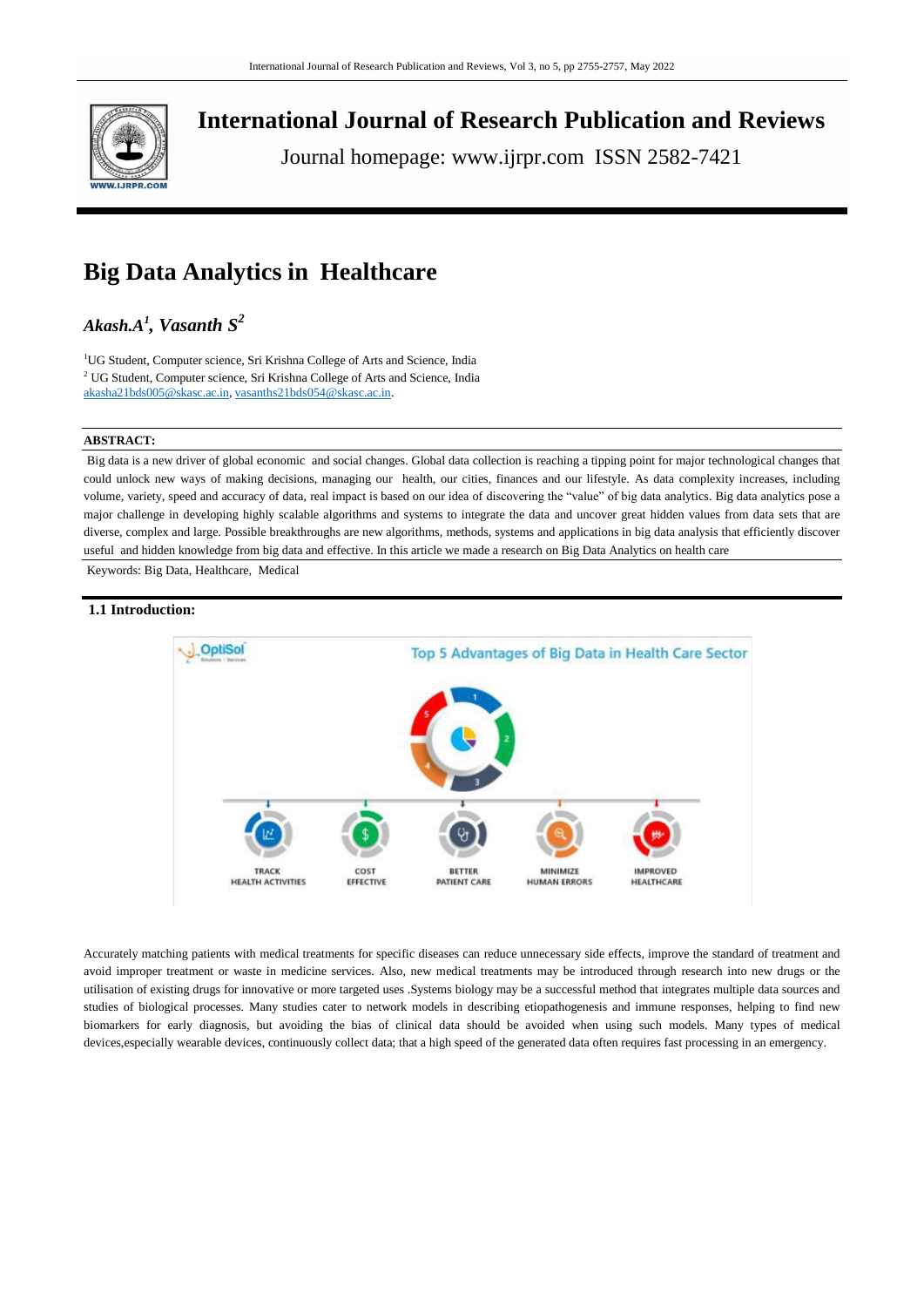# International Journal of Research Publication and Reviews

Journal homepage: www.ijrpr.com ISSN 2582-7421

# Big Data Analytics in Healthcare

***Akash.A[1], Vasanth S[2]***

[1]UG Student, Computer science, Sri Krishna College of Arts and Science, India
[2] UG Student, Computer science, Sri Krishna College of Arts and Science, India
akasha21bds005@skasc.ac.in, vasanths21bds054@skasc.ac.in.

**ABSTRACT:**

Big data is a new driver of global economic and social changes. Global data collection is reaching a tipping point for major technological changes that could unlock new ways of making decisions, managing our health, our cities, finances and our lifestyle. As data complexity increases, including volume, variety, speed and accuracy of data, real impact is based on our idea of discovering the "value" of big data analytics. Big data analytics pose a major challenge in developing highly scalable algorithms and systems to integrate the data and uncover great hidden values from data sets that are diverse, complex and large. Possible breakthroughs are new algorithms, methods, systems and applications in big data analysis that efficiently discover useful and hidden knowledge from big data and effective. In this article we made a research on Big Data Analytics on health care

Keywords: Big Data, Healthcare, Medical

## 1.1 Introduction:

Accurately matching patients with medical treatments for specific diseases can reduce unnecessary side effects, improve the standard of treatment and avoid improper treatment or waste in medicine services. Also, new medical treatments may be introduced through research into new drugs or the utilisation of existing drugs for innovative or more targeted uses .Systems biology may be a successful method that integrates multiple data sources and studies of biological processes. Many studies cater to network models in describing etiopathogenesis and immune responses, helping to find new biomarkers for early diagnosis, but avoiding the bias of clinical data should be avoided when using such models. Many types of medical devices,especially wearable devices, continuously collect data; that a high speed of the generated data often requires fast processing in an emergency.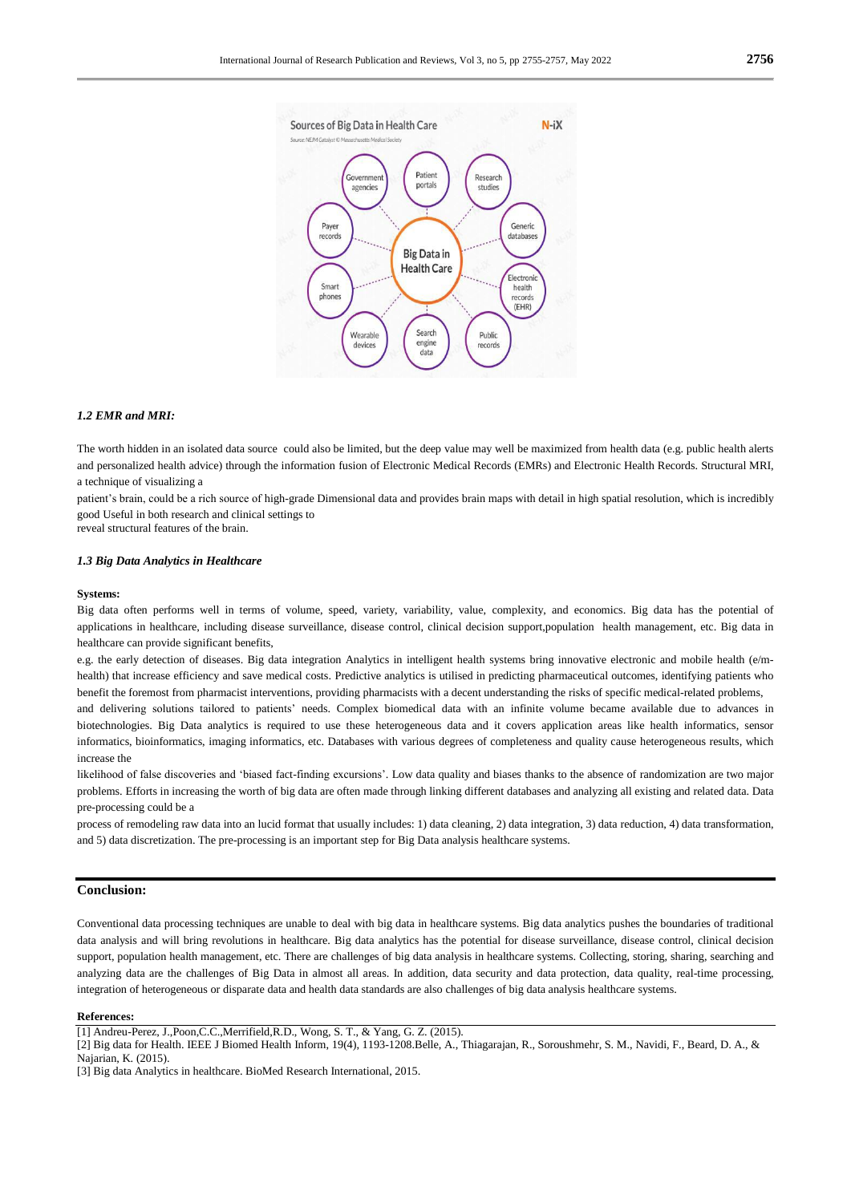### *1.2 EMR and MRI:*

The worth hidden in an isolated data source could also be limited, but the deep value may well be maximized from health data (e.g. public health alerts and personalized health advice) through the information fusion of Electronic Medical Records (EMRs) and Electronic Health Records. Structural MRI, a technique of visualizing a

patient's brain, could be a rich source of high-grade Dimensional data and provides brain maps with detail in high spatial resolution, which is incredibly good Useful in both research and clinical settings to
reveal structural features of the brain.

### *1.3 Big Data Analytics in Healthcare*

**Systems:**

Big data often performs well in terms of volume, speed, variety, variability, value, complexity, and economics. Big data has the potential of applications in healthcare, including disease surveillance, disease control, clinical decision support,population health management, etc. Big data in healthcare can provide significant benefits,

e.g. the early detection of diseases. Big data integration Analytics in intelligent health systems bring innovative electronic and mobile health (e/m-health) that increase efficiency and save medical costs. Predictive analytics is utilised in predicting pharmaceutical outcomes, identifying patients who benefit the foremost from pharmacist interventions, providing pharmacists with a decent understanding the risks of specific medical-related problems,

and delivering solutions tailored to patients' needs. Complex biomedical data with an infinite volume became available due to advances in biotechnologies. Big Data analytics is required to use these heterogeneous data and it covers application areas like health informatics, sensor informatics, bioinformatics, imaging informatics, etc. Databases with various degrees of completeness and quality cause heterogeneous results, which increase the

likelihood of false discoveries and 'biased fact-finding excursions'. Low data quality and biases thanks to the absence of randomization are two major problems. Efforts in increasing the worth of big data are often made through linking different databases and analyzing all existing and related data. Data pre-processing could be a

process of remodeling raw data into an lucid format that usually includes: 1) data cleaning, 2) data integration, 3) data reduction, 4) data transformation, and 5) data discretization. The pre-processing is an important step for Big Data analysis healthcare systems.

## Conclusion:

Conventional data processing techniques are unable to deal with big data in healthcare systems. Big data analytics pushes the boundaries of traditional data analysis and will bring revolutions in healthcare. Big data analytics has the potential for disease surveillance, disease control, clinical decision support, population health management, etc. There are challenges of big data analysis in healthcare systems. Collecting, storing, sharing, searching and analyzing data are the challenges of Big Data in almost all areas. In addition, data security and data protection, data quality, real-time processing, integration of heterogeneous or disparate data and health data standards are also challenges of big data analysis healthcare systems.

**References:**

[1] Andreu-Perez, J.,Poon,C.C.,Merrifield,R.D., Wong, S. T., & Yang, G. Z. (2015).

[2] Big data for Health. IEEE J Biomed Health Inform, 19(4), 1193-1208.Belle, A., Thiagarajan, R., Soroushmehr, S. M., Navidi, F., Beard, D. A., & Najarian, K. (2015).

[3] Big data Analytics in healthcare. BioMed Research International, 2015.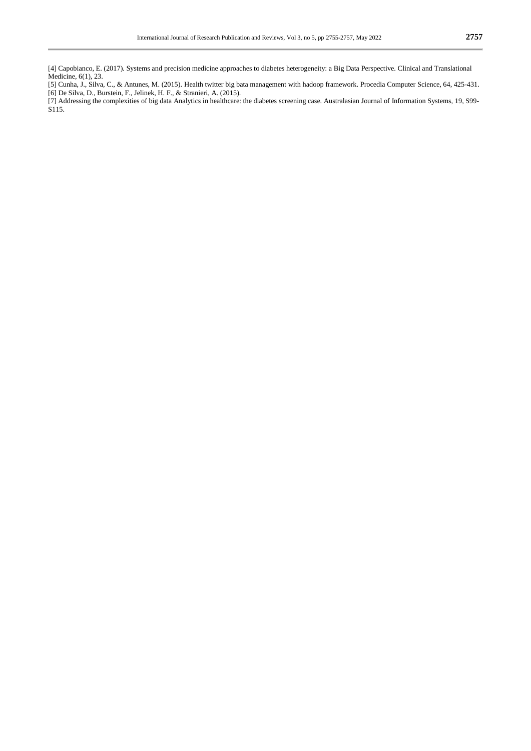[4] Capobianco, E. (2017). Systems and precision medicine approaches to diabetes heterogeneity: a Big Data Perspective. Clinical and Translational Medicine, 6(1), 23.

[5] Cunha, J., Silva, C., & Antunes, M. (2015). Health twitter big bata management with hadoop framework. Procedia Computer Science, 64, 425-431.

[6] De Silva, D., Burstein, F., Jelinek, H. F., & Stranieri, A. (2015).

[7] Addressing the complexities of big data Analytics in healthcare: the diabetes screening case. Australasian Journal of Information Systems, 19, S99-S115.